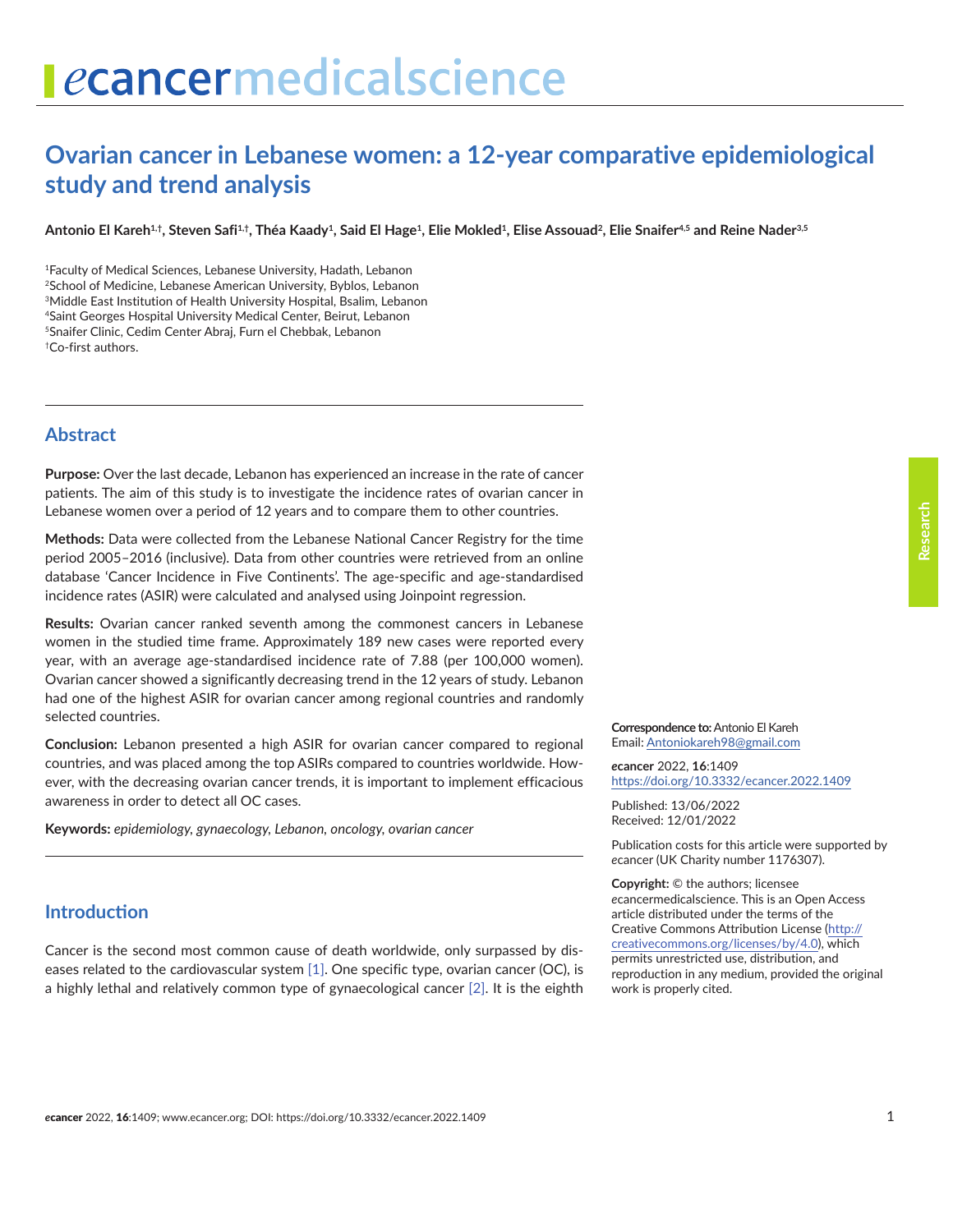# Ovarian cancer in Lebanese women: a 12-year comparative epidemiological study and trend analysis

**Antonio El Kareh[1,†], Steven Safi[1,†], Théa Kaady[1], Said El Hage[1], Elie Mokled[1], Elise Assouad[2], Elie Snaifer[4,5] and Reine Nader[3,5]**

[1]Faculty of Medical Sciences, Lebanese University, Hadath, Lebanon
[2]School of Medicine, Lebanese American University, Byblos, Lebanon
[3]Middle East Institution of Health University Hospital, Bsalim, Lebanon
[4]Saint Georges Hospital University Medical Center, Beirut, Lebanon
[5]Snaifer Clinic, Cedim Center Abraj, Furn el Chebbak, Lebanon
[†]Co-first authors.

## Abstract

**Purpose:** Over the last decade, Lebanon has experienced an increase in the rate of cancer patients. The aim of this study is to investigate the incidence rates of ovarian cancer in Lebanese women over a period of 12 years and to compare them to other countries.

**Methods:** Data were collected from the Lebanese National Cancer Registry for the time period 2005–2016 (inclusive). Data from other countries were retrieved from an online database 'Cancer Incidence in Five Continents'. The age-specific and age-standardised incidence rates (ASIR) were calculated and analysed using Joinpoint regression.

**Results:** Ovarian cancer ranked seventh among the commonest cancers in Lebanese women in the studied time frame. Approximately 189 new cases were reported every year, with an average age-standardised incidence rate of 7.88 (per 100,000 women). Ovarian cancer showed a significantly decreasing trend in the 12 years of study. Lebanon had one of the highest ASIR for ovarian cancer among regional countries and randomly selected countries.

**Conclusion:** Lebanon presented a high ASIR for ovarian cancer compared to regional countries, and was placed among the top ASIRs compared to countries worldwide. However, with the decreasing ovarian cancer trends, it is important to implement efficacious awareness in order to detect all OC cases.

**Keywords:** *epidemiology, gynaecology, Lebanon, oncology, ovarian cancer*

**Correspondence to:** Antonio El Kareh
Email: Antoniokareh98@gmail.com

*e*cancer 2022, **16**:1409
https://doi.org/10.3332/ecancer.2022.1409

Published: 13/06/2022
Received: 12/01/2022

Publication costs for this article were supported by *e*cancer (UK Charity number 1176307).

**Copyright:** © the authors; licensee *e*cancermedicalscience. This is an Open Access article distributed under the terms of the Creative Commons Attribution License (http://creativecommons.org/licenses/by/4.0), which permits unrestricted use, distribution, and reproduction in any medium, provided the original work is properly cited.

## Introduction

Cancer is the second most common cause of death worldwide, only surpassed by diseases related to the cardiovascular system [1]. One specific type, ovarian cancer (OC), is a highly lethal and relatively common type of gynaecological cancer [2]. It is the eighth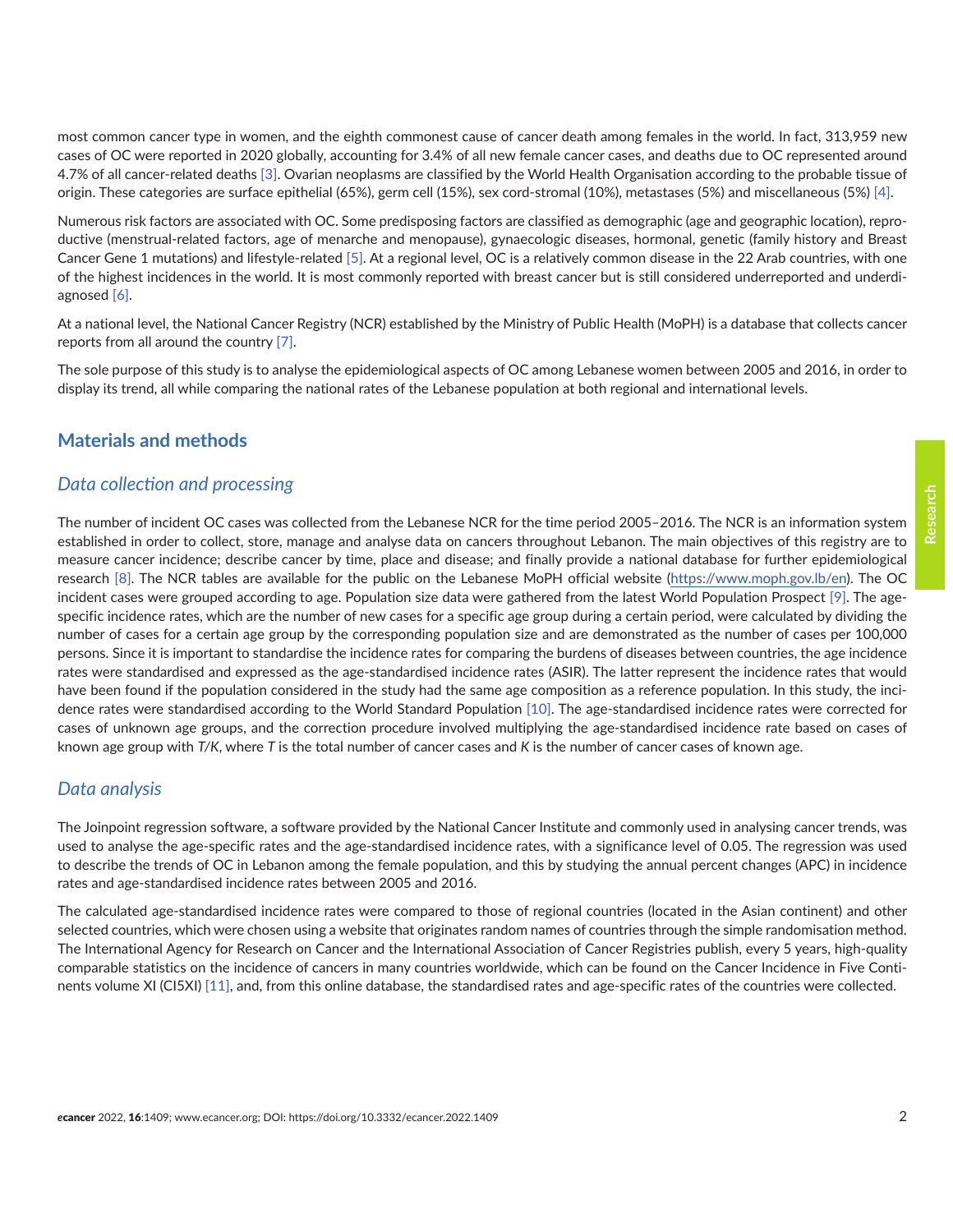most common cancer type in women, and the eighth commonest cause of cancer death among females in the world. In fact, 313,959 new cases of OC were reported in 2020 globally, accounting for 3.4% of all new female cancer cases, and deaths due to OC represented around 4.7% of all cancer-related deaths [3]. Ovarian neoplasms are classified by the World Health Organisation according to the probable tissue of origin. These categories are surface epithelial (65%), germ cell (15%), sex cord-stromal (10%), metastases (5%) and miscellaneous (5%) [4].

Numerous risk factors are associated with OC. Some predisposing factors are classified as demographic (age and geographic location), reproductive (menstrual-related factors, age of menarche and menopause), gynaecologic diseases, hormonal, genetic (family history and Breast Cancer Gene 1 mutations) and lifestyle-related [5]. At a regional level, OC is a relatively common disease in the 22 Arab countries, with one of the highest incidences in the world. It is most commonly reported with breast cancer but is still considered underreported and underdiagnosed [6].

At a national level, the National Cancer Registry (NCR) established by the Ministry of Public Health (MoPH) is a database that collects cancer reports from all around the country [7].

The sole purpose of this study is to analyse the epidemiological aspects of OC among Lebanese women between 2005 and 2016, in order to display its trend, all while comparing the national rates of the Lebanese population at both regional and international levels.

## Materials and methods

### *Data collection and processing*

The number of incident OC cases was collected from the Lebanese NCR for the time period 2005–2016. The NCR is an information system established in order to collect, store, manage and analyse data on cancers throughout Lebanon. The main objectives of this registry are to measure cancer incidence; describe cancer by time, place and disease; and finally provide a national database for further epidemiological research [8]. The NCR tables are available for the public on the Lebanese MoPH official website (https://www.moph.gov.lb/en). The OC incident cases were grouped according to age. Population size data were gathered from the latest World Population Prospect [9]. The age-specific incidence rates, which are the number of new cases for a specific age group during a certain period, were calculated by dividing the number of cases for a certain age group by the corresponding population size and are demonstrated as the number of cases per 100,000 persons. Since it is important to standardise the incidence rates for comparing the burdens of diseases between countries, the age incidence rates were standardised and expressed as the age-standardised incidence rates (ASIR). The latter represent the incidence rates that would have been found if the population considered in the study had the same age composition as a reference population. In this study, the incidence rates were standardised according to the World Standard Population [10]. The age-standardised incidence rates were corrected for cases of unknown age groups, and the correction procedure involved multiplying the age-standardised incidence rate based on cases of known age group with $T/K$, where $T$ is the total number of cancer cases and $K$ is the number of cancer cases of known age.

### *Data analysis*

The Joinpoint regression software, a software provided by the National Cancer Institute and commonly used in analysing cancer trends, was used to analyse the age-specific rates and the age-standardised incidence rates, with a significance level of 0.05. The regression was used to describe the trends of OC in Lebanon among the female population, and this by studying the annual percent changes (APC) in incidence rates and age-standardised incidence rates between 2005 and 2016.

The calculated age-standardised incidence rates were compared to those of regional countries (located in the Asian continent) and other selected countries, which were chosen using a website that originates random names of countries through the simple randomisation method. The International Agency for Research on Cancer and the International Association of Cancer Registries publish, every 5 years, high-quality comparable statistics on the incidence of cancers in many countries worldwide, which can be found on the Cancer Incidence in Five Continents volume XI (CI5XI) [11], and, from this online database, the standardised rates and age-specific rates of the countries were collected.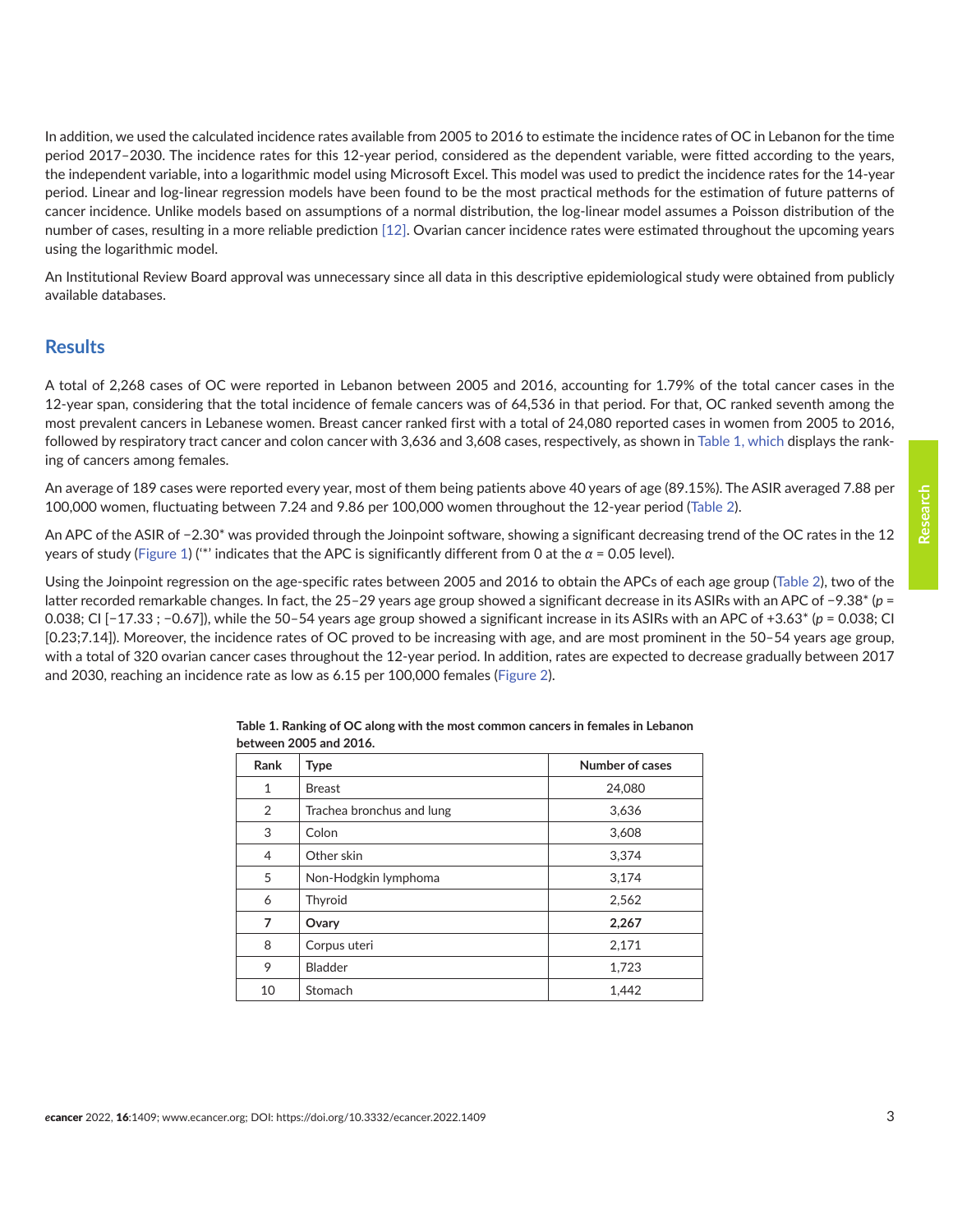In addition, we used the calculated incidence rates available from 2005 to 2016 to estimate the incidence rates of OC in Lebanon for the time period 2017–2030. The incidence rates for this 12-year period, considered as the dependent variable, were fitted according to the years, the independent variable, into a logarithmic model using Microsoft Excel. This model was used to predict the incidence rates for the 14-year period. Linear and log-linear regression models have been found to be the most practical methods for the estimation of future patterns of cancer incidence. Unlike models based on assumptions of a normal distribution, the log-linear model assumes a Poisson distribution of the number of cases, resulting in a more reliable prediction [12]. Ovarian cancer incidence rates were estimated throughout the upcoming years using the logarithmic model.

An Institutional Review Board approval was unnecessary since all data in this descriptive epidemiological study were obtained from publicly available databases.

## Results

A total of 2,268 cases of OC were reported in Lebanon between 2005 and 2016, accounting for 1.79% of the total cancer cases in the 12-year span, considering that the total incidence of female cancers was of 64,536 in that period. For that, OC ranked seventh among the most prevalent cancers in Lebanese women. Breast cancer ranked first with a total of 24,080 reported cases in women from 2005 to 2016, followed by respiratory tract cancer and colon cancer with 3,636 and 3,608 cases, respectively, as shown in Table 1, which displays the ranking of cancers among females.

An average of 189 cases were reported every year, most of them being patients above 40 years of age (89.15%). The ASIR averaged 7.88 per 100,000 women, fluctuating between 7.24 and 9.86 per 100,000 women throughout the 12-year period (Table 2).

An APC of the ASIR of −2.30* was provided through the Joinpoint software, showing a significant decreasing trend of the OC rates in the 12 years of study (Figure 1) ('*' indicates that the APC is significantly different from 0 at the $\alpha = 0.05$ level).

Using the Joinpoint regression on the age-specific rates between 2005 and 2016 to obtain the APCs of each age group (Table 2), two of the latter recorded remarkable changes. In fact, the 25–29 years age group showed a significant decrease in its ASIRs with an APC of −9.38* ($p$ = 0.038; CI [−17.33 ; −0.67]), while the 50–54 years age group showed a significant increase in its ASIRs with an APC of +3.63* ($p$ = 0.038; CI [0.23;7.14]). Moreover, the incidence rates of OC proved to be increasing with age, and are most prominent in the 50–54 years age group, with a total of 320 ovarian cancer cases throughout the 12-year period. In addition, rates are expected to decrease gradually between 2017 and 2030, reaching an incidence rate as low as 6.15 per 100,000 females (Figure 2).

**Table 1. Ranking of OC along with the most common cancers in females in Lebanon between 2005 and 2016.**

| Rank | Type | Number of cases |
|---|---|---|
| 1 | Breast | 24,080 |
| 2 | Trachea bronchus and lung | 3,636 |
| 3 | Colon | 3,608 |
| 4 | Other skin | 3,374 |
| 5 | Non-Hodgkin lymphoma | 3,174 |
| 6 | Thyroid | 2,562 |
| **7** | **Ovary** | **2,267** |
| 8 | Corpus uteri | 2,171 |
| 9 | Bladder | 1,723 |
| 10 | Stomach | 1,442 |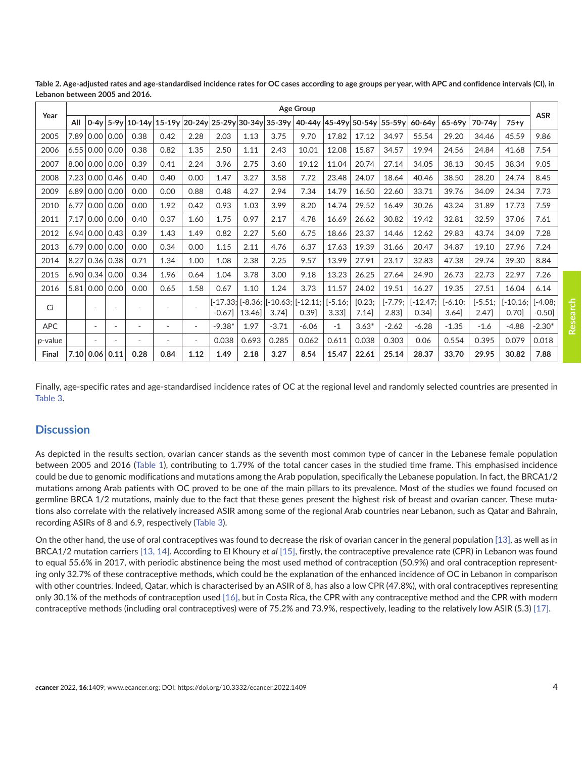**Table 2. Age-adjusted rates and age-standardised incidence rates for OC cases according to age groups per year, with APC and confidence intervals (CI), in Lebanon between 2005 and 2016.**

| Year | Age Group | | | | | | | | | | | | | | | | | ASR |
|---|---|---|---|---|---|---|---|---|---|---|---|---|---|---|---|---|---|---|
| | All | 0-4y | 5-9y | 10-14y | 15-19y | 20-24y | 25-29y | 30-34y | 35-39y | 40-44y | 45-49y | 50-54y | 55-59y | 60-64y | 65-69y | 70-74y | 75+y | |
| 2005 | 7.89 | 0.00 | 0.00 | 0.38 | 0.42 | 2.28 | 2.03 | 1.13 | 3.75 | 9.70 | 17.82 | 17.12 | 34.97 | 55.54 | 29.20 | 34.46 | 45.59 | 9.86 |
| 2006 | 6.55 | 0.00 | 0.00 | 0.38 | 0.82 | 1.35 | 2.50 | 1.11 | 2.43 | 10.01 | 12.08 | 15.87 | 34.57 | 19.94 | 24.56 | 24.84 | 41.68 | 7.54 |
| 2007 | 8.00 | 0.00 | 0.00 | 0.39 | 0.41 | 2.24 | 3.96 | 2.75 | 3.60 | 19.12 | 11.04 | 20.74 | 27.14 | 34.05 | 38.13 | 30.45 | 38.34 | 9.05 |
| 2008 | 7.23 | 0.00 | 0.46 | 0.40 | 0.40 | 0.00 | 1.47 | 3.27 | 3.58 | 7.72 | 23.48 | 24.07 | 18.64 | 40.46 | 38.50 | 28.20 | 24.74 | 8.45 |
| 2009 | 6.89 | 0.00 | 0.00 | 0.00 | 0.00 | 0.88 | 0.48 | 4.27 | 2.94 | 7.34 | 14.79 | 16.50 | 22.60 | 33.71 | 39.76 | 34.09 | 24.34 | 7.73 |
| 2010 | 6.77 | 0.00 | 0.00 | 0.00 | 1.92 | 0.42 | 0.93 | 1.03 | 3.99 | 8.20 | 14.74 | 29.52 | 16.49 | 30.26 | 43.24 | 31.89 | 17.73 | 7.59 |
| 2011 | 7.17 | 0.00 | 0.00 | 0.40 | 0.37 | 1.60 | 1.75 | 0.97 | 2.17 | 4.78 | 16.69 | 26.62 | 30.82 | 19.42 | 32.81 | 32.59 | 37.06 | 7.61 |
| 2012 | 6.94 | 0.00 | 0.43 | 0.39 | 1.43 | 1.49 | 0.82 | 2.27 | 5.60 | 6.75 | 18.66 | 23.37 | 14.46 | 12.62 | 29.83 | 43.74 | 34.09 | 7.28 |
| 2013 | 6.79 | 0.00 | 0.00 | 0.00 | 0.34 | 0.00 | 1.15 | 2.11 | 4.76 | 6.37 | 17.63 | 19.39 | 31.66 | 20.47 | 34.87 | 19.10 | 27.96 | 7.24 |
| 2014 | 8.27 | 0.36 | 0.38 | 0.71 | 1.34 | 1.00 | 1.08 | 2.38 | 2.25 | 9.57 | 13.99 | 27.91 | 23.17 | 32.83 | 47.38 | 29.74 | 39.30 | 8.84 |
| 2015 | 6.90 | 0.34 | 0.00 | 0.34 | 1.96 | 0.64 | 1.04 | 3.78 | 3.00 | 9.18 | 13.23 | 26.25 | 27.64 | 24.90 | 26.73 | 22.73 | 22.97 | 7.26 |
| 2016 | 5.81 | 0.00 | 0.00 | 0.00 | 0.65 | 1.58 | 0.67 | 1.10 | 1.24 | 3.73 | 11.57 | 24.02 | 19.51 | 16.27 | 19.35 | 27.51 | 16.04 | 6.14 |
| Ci | | - | - | - | - | - | [-17.33; -0.67] | [-8.36; 13.46] | [-10.63; 3.74] | [-12.11; 0.39] | [-5.16; 3.33] | [0.23; 7.14] | [-7.79; 2.83] | [-12.47; 0.34] | [-6.10; 3.64] | [-5.51; 2.47] | [-10.16; 0.70] | [-4.08; -0.50] |
| APC | | - | - | - | - | - | -9.38* | 1.97 | -3.71 | -6.06 | -1 | 3.63* | -2.62 | -6.28 | -1.35 | -1.6 | -4.88 | -2.30* |
| *p*-value | | - | - | - | - | - | 0.038 | 0.693 | 0.285 | 0.062 | 0.611 | 0.038 | 0.303 | 0.06 | 0.554 | 0.395 | 0.079 | 0.018 |
| **Final** | **7.10** | **0.06** | **0.11** | **0.28** | **0.84** | **1.12** | **1.49** | **2.18** | **3.27** | **8.54** | **15.47** | **22.61** | **25.14** | **28.37** | **33.70** | **29.95** | **30.82** | **7.88** |

Finally, age-specific rates and age-standardised incidence rates of OC at the regional level and randomly selected countries are presented in Table 3.

## Discussion

As depicted in the results section, ovarian cancer stands as the seventh most common type of cancer in the Lebanese female population between 2005 and 2016 (Table 1), contributing to 1.79% of the total cancer cases in the studied time frame. This emphasised incidence could be due to genomic modifications and mutations among the Arab population, specifically the Lebanese population. In fact, the BRCA1/2 mutations among Arab patients with OC proved to be one of the main pillars to its prevalence. Most of the studies we found focused on germline BRCA 1/2 mutations, mainly due to the fact that these genes present the highest risk of breast and ovarian cancer. These mutations also correlate with the relatively increased ASIR among some of the regional Arab countries near Lebanon, such as Qatar and Bahrain, recording ASIRs of 8 and 6.9, respectively (Table 3).

On the other hand, the use of oral contraceptives was found to decrease the risk of ovarian cancer in the general population [13], as well as in BRCA1/2 mutation carriers [13, 14]. According to El Khoury *et al* [15], firstly, the contraceptive prevalence rate (CPR) in Lebanon was found to equal 55.6% in 2017, with periodic abstinence being the most used method of contraception (50.9%) and oral contraception representing only 32.7% of these contraceptive methods, which could be the explanation of the enhanced incidence of OC in Lebanon in comparison with other countries. Indeed, Qatar, which is characterised by an ASIR of 8, has also a low CPR (47.8%), with oral contraceptives representing only 30.1% of the methods of contraception used [16], but in Costa Rica, the CPR with any contraceptive method and the CPR with modern contraceptive methods (including oral contraceptives) were of 75.2% and 73.9%, respectively, leading to the relatively low ASIR (5.3) [17].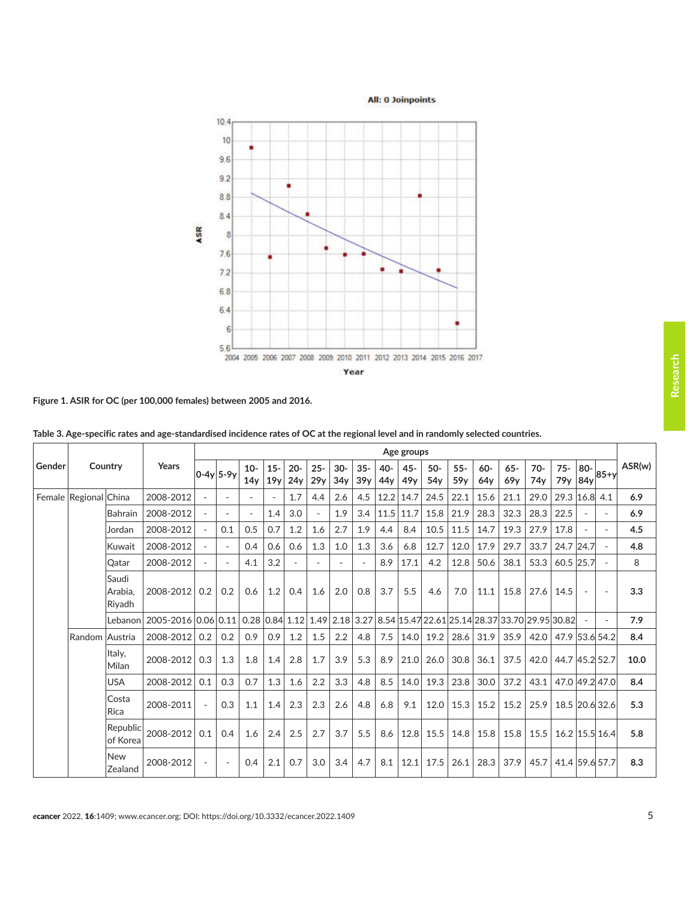**Figure 1. ASIR for OC (per 100,000 females) between 2005 and 2016.**

**Table 3. Age-specific rates and age-standardised incidence rates of OC at the regional level and in randomly selected countries.**

| Gender | Country | | Years | Age groups | | | | | | | | | | | | | | | | | | ASR(w) |
|---|---|---|---|---|---|---|---|---|---|---|---|---|---|---|---|---|---|---|---|---|---|---|
| | | | | 0-4y | 5-9y | 10-14y | 15-19y | 20-24y | 25-29y | 30-34y | 35-39y | 40-44y | 45-49y | 50-54y | 55-59y | 60-64y | 65-69y | 70-74y | 75-79y | 80-84y | 85+y | |
| Female | Regional | China | 2008-2012 | - | - | - | - | 1.7 | 4.4 | 2.6 | 4.5 | 12.2 | 14.7 | 24.5 | 22.1 | 15.6 | 21.1 | 29.0 | 29.3 | 16.8 | 4.1 | **6.9** |
| | | Bahrain | 2008-2012 | - | - | - | 1.4 | 3.0 | - | 1.9 | 3.4 | 11.5 | 11.7 | 15.8 | 21.9 | 28.3 | 32.3 | 28.3 | 22.5 | - | - | **6.9** |
| | | Jordan | 2008-2012 | - | 0.1 | 0.5 | 0.7 | 1.2 | 1.6 | 2.7 | 1.9 | 4.4 | 8.4 | 10.5 | 11.5 | 14.7 | 19.3 | 27.9 | 17.8 | - | - | **4.5** |
| | | Kuwait | 2008-2012 | - | - | 0.4 | 0.6 | 0.6 | 1.3 | 1.0 | 1.3 | 3.6 | 6.8 | 12.7 | 12.0 | 17.9 | 29.7 | 33.7 | 24.7 | 24.7 | - | **4.8** |
| | | Qatar | 2008-2012 | - | - | 4.1 | 3.2 | - | - | - | - | 8.9 | 17.1 | 4.2 | 12.8 | 50.6 | 38.1 | 53.3 | 60.5 | 25.7 | - | 8 |
| | | Saudi Arabia, Riyadh | 2008-2012 | 0.2 | 0.2 | 0.6 | 1.2 | 0.4 | 1.6 | 2.0 | 0.8 | 3.7 | 5.5 | 4.6 | 7.0 | 11.1 | 15.8 | 27.6 | 14.5 | - | - | **3.3** |
| | | Lebanon | 2005-2016 | 0.06 | 0.11 | 0.28 | 0.84 | 1.12 | 1.49 | 2.18 | 3.27 | 8.54 | 15.47 | 22.61 | 25.14 | 28.37 | 33.70 | 29.95 | 30.82 | - | - | **7.9** |
| | Random | Austria | 2008-2012 | 0.2 | 0.2 | 0.9 | 0.9 | 1.2 | 1.5 | 2.2 | 4.8 | 7.5 | 14.0 | 19.2 | 28.6 | 31.9 | 35.9 | 42.0 | 47.9 | 53.6 | 54.2 | **8.4** |
| | | Italy, Milan | 2008-2012 | 0.3 | 1.3 | 1.8 | 1.4 | 2.8 | 1.7 | 3.9 | 5.3 | 8.9 | 21.0 | 26.0 | 30.8 | 36.1 | 37.5 | 42.0 | 44.7 | 45.2 | 52.7 | **10.0** |
| | | USA | 2008-2012 | 0.1 | 0.3 | 0.7 | 1.3 | 1.6 | 2.2 | 3.3 | 4.8 | 8.5 | 14.0 | 19.3 | 23.8 | 30.0 | 37.2 | 43.1 | 47.0 | 49.2 | 47.0 | **8.4** |
| | | Costa Rica | 2008-2011 | - | 0.3 | 1.1 | 1.4 | 2.3 | 2.3 | 2.6 | 4.8 | 6.8 | 9.1 | 12.0 | 15.3 | 15.2 | 15.2 | 25.9 | 18.5 | 20.6 | 32.6 | **5.3** |
| | | Republic of Korea | 2008-2012 | 0.1 | 0.4 | 1.6 | 2.4 | 2.5 | 2.7 | 3.7 | 5.5 | 8.6 | 12.8 | 15.5 | 14.8 | 15.8 | 15.8 | 15.5 | 16.2 | 15.5 | 16.4 | **5.8** |
| | | New Zealand | 2008-2012 | - | - | 0.4 | 2.1 | 0.7 | 3.0 | 3.4 | 4.7 | 8.1 | 12.1 | 17.5 | 26.1 | 28.3 | 37.9 | 45.7 | 41.4 | 59.6 | 57.7 | **8.3** |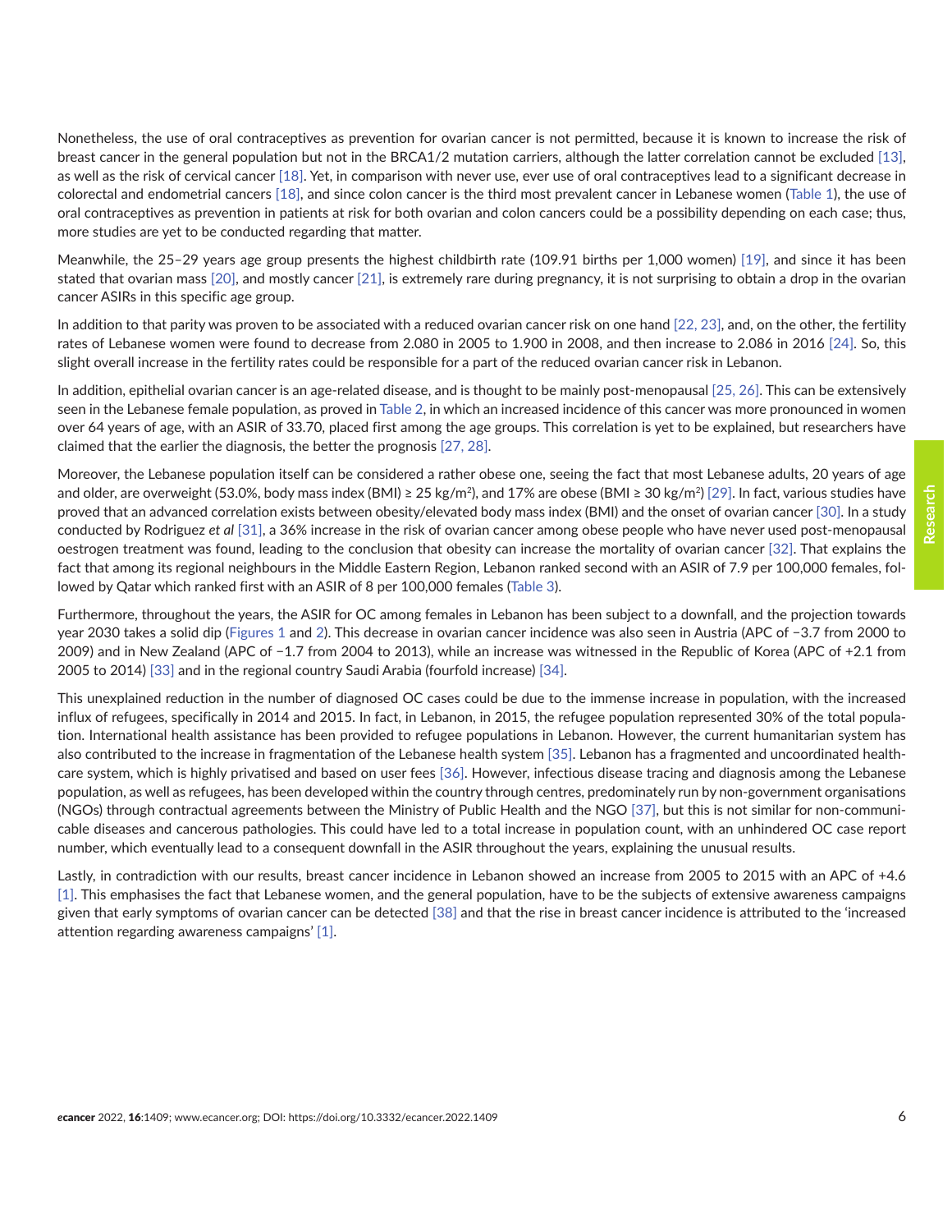Nonetheless, the use of oral contraceptives as prevention for ovarian cancer is not permitted, because it is known to increase the risk of breast cancer in the general population but not in the BRCA1/2 mutation carriers, although the latter correlation cannot be excluded [13], as well as the risk of cervical cancer [18]. Yet, in comparison with never use, ever use of oral contraceptives lead to a significant decrease in colorectal and endometrial cancers [18], and since colon cancer is the third most prevalent cancer in Lebanese women (Table 1), the use of oral contraceptives as prevention in patients at risk for both ovarian and colon cancers could be a possibility depending on each case; thus, more studies are yet to be conducted regarding that matter.

Meanwhile, the 25–29 years age group presents the highest childbirth rate (109.91 births per 1,000 women) [19], and since it has been stated that ovarian mass [20], and mostly cancer [21], is extremely rare during pregnancy, it is not surprising to obtain a drop in the ovarian cancer ASIRs in this specific age group.

In addition to that parity was proven to be associated with a reduced ovarian cancer risk on one hand [22, 23], and, on the other, the fertility rates of Lebanese women were found to decrease from 2.080 in 2005 to 1.900 in 2008, and then increase to 2.086 in 2016 [24]. So, this slight overall increase in the fertility rates could be responsible for a part of the reduced ovarian cancer risk in Lebanon.

In addition, epithelial ovarian cancer is an age-related disease, and is thought to be mainly post-menopausal [25, 26]. This can be extensively seen in the Lebanese female population, as proved in Table 2, in which an increased incidence of this cancer was more pronounced in women over 64 years of age, with an ASIR of 33.70, placed first among the age groups. This correlation is yet to be explained, but researchers have claimed that the earlier the diagnosis, the better the prognosis [27, 28].

Moreover, the Lebanese population itself can be considered a rather obese one, seeing the fact that most Lebanese adults, 20 years of age and older, are overweight (53.0%, body mass index (BMI) ≥ 25 kg/m$^2$), and 17% are obese (BMI ≥ 30 kg/m$^2$) [29]. In fact, various studies have proved that an advanced correlation exists between obesity/elevated body mass index (BMI) and the onset of ovarian cancer [30]. In a study conducted by Rodriguez *et al* [31], a 36% increase in the risk of ovarian cancer among obese people who have never used post-menopausal oestrogen treatment was found, leading to the conclusion that obesity can increase the mortality of ovarian cancer [32]. That explains the fact that among its regional neighbours in the Middle Eastern Region, Lebanon ranked second with an ASIR of 7.9 per 100,000 females, followed by Qatar which ranked first with an ASIR of 8 per 100,000 females (Table 3).

Furthermore, throughout the years, the ASIR for OC among females in Lebanon has been subject to a downfall, and the projection towards year 2030 takes a solid dip (Figures 1 and 2). This decrease in ovarian cancer incidence was also seen in Austria (APC of −3.7 from 2000 to 2009) and in New Zealand (APC of −1.7 from 2004 to 2013), while an increase was witnessed in the Republic of Korea (APC of +2.1 from 2005 to 2014) [33] and in the regional country Saudi Arabia (fourfold increase) [34].

This unexplained reduction in the number of diagnosed OC cases could be due to the immense increase in population, with the increased influx of refugees, specifically in 2014 and 2015. In fact, in Lebanon, in 2015, the refugee population represented 30% of the total population. International health assistance has been provided to refugee populations in Lebanon. However, the current humanitarian system has also contributed to the increase in fragmentation of the Lebanese health system [35]. Lebanon has a fragmented and uncoordinated healthcare system, which is highly privatised and based on user fees [36]. However, infectious disease tracing and diagnosis among the Lebanese population, as well as refugees, has been developed within the country through centres, predominately run by non-government organisations (NGOs) through contractual agreements between the Ministry of Public Health and the NGO [37], but this is not similar for non-communicable diseases and cancerous pathologies. This could have led to a total increase in population count, with an unhindered OC case report number, which eventually lead to a consequent downfall in the ASIR throughout the years, explaining the unusual results.

Lastly, in contradiction with our results, breast cancer incidence in Lebanon showed an increase from 2005 to 2015 with an APC of +4.6 [1]. This emphasises the fact that Lebanese women, and the general population, have to be the subjects of extensive awareness campaigns given that early symptoms of ovarian cancer can be detected [38] and that the rise in breast cancer incidence is attributed to the 'increased attention regarding awareness campaigns' [1].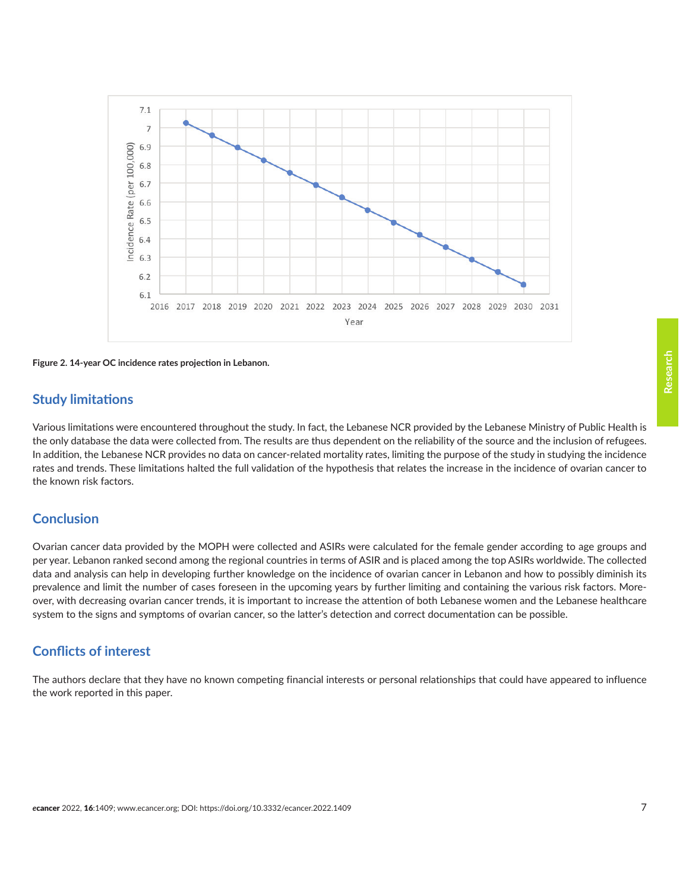Figure 2. 14-year OC incidence rates projection in Lebanon.

## Study limitations

Various limitations were encountered throughout the study. In fact, the Lebanese NCR provided by the Lebanese Ministry of Public Health is the only database the data were collected from. The results are thus dependent on the reliability of the source and the inclusion of refugees. In addition, the Lebanese NCR provides no data on cancer-related mortality rates, limiting the purpose of the study in studying the incidence rates and trends. These limitations halted the full validation of the hypothesis that relates the increase in the incidence of ovarian cancer to the known risk factors.

## Conclusion

Ovarian cancer data provided by the MOPH were collected and ASIRs were calculated for the female gender according to age groups and per year. Lebanon ranked second among the regional countries in terms of ASIR and is placed among the top ASIRs worldwide. The collected data and analysis can help in developing further knowledge on the incidence of ovarian cancer in Lebanon and how to possibly diminish its prevalence and limit the number of cases foreseen in the upcoming years by further limiting and containing the various risk factors. Moreover, with decreasing ovarian cancer trends, it is important to increase the attention of both Lebanese women and the Lebanese healthcare system to the signs and symptoms of ovarian cancer, so the latter's detection and correct documentation can be possible.

## Conflicts of interest

The authors declare that they have no known competing financial interests or personal relationships that could have appeared to influence the work reported in this paper.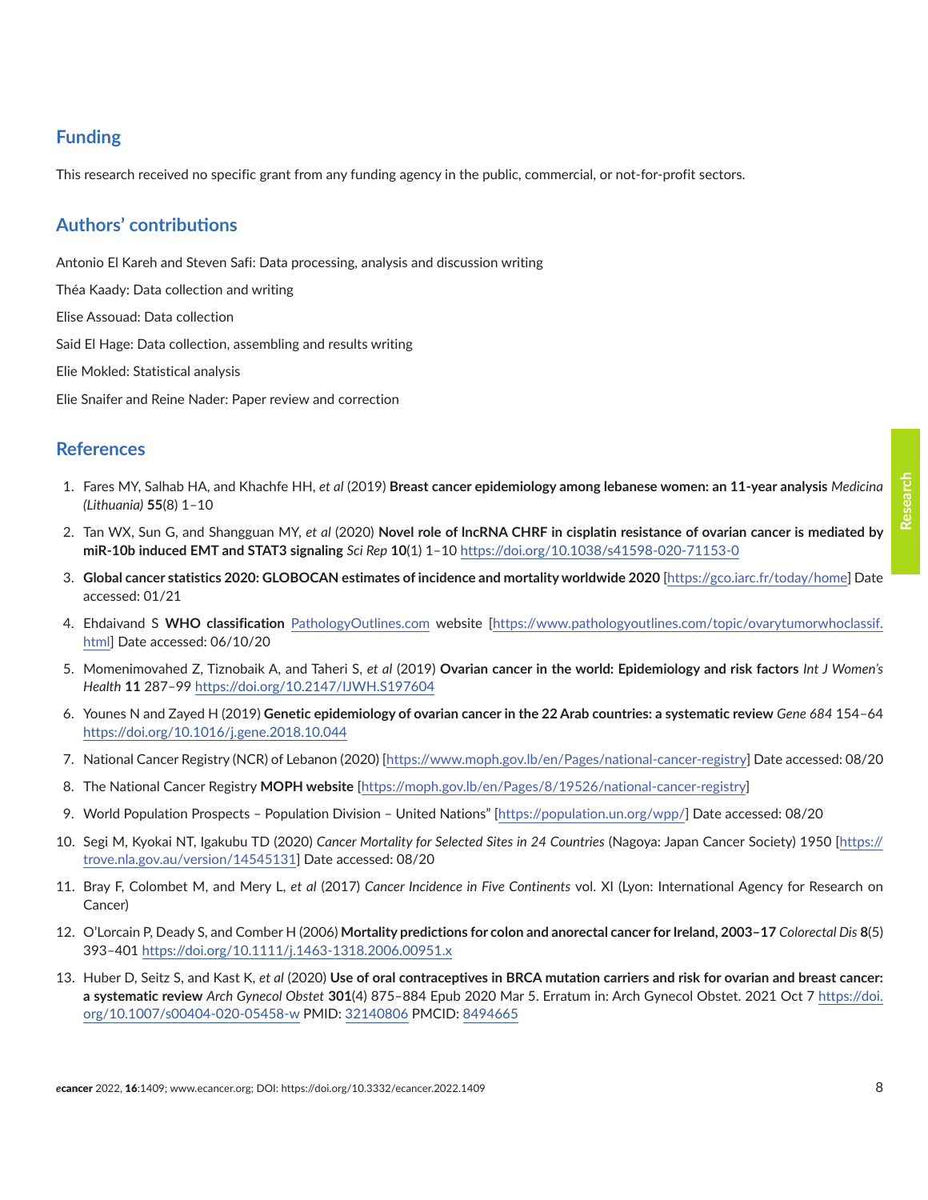## Funding

This research received no specific grant from any funding agency in the public, commercial, or not-for-profit sectors.

## Authors' contributions

Antonio El Kareh and Steven Safi: Data processing, analysis and discussion writing

Théa Kaady: Data collection and writing

Elise Assouad: Data collection

Said El Hage: Data collection, assembling and results writing

Elie Mokled: Statistical analysis

Elie Snaifer and Reine Nader: Paper review and correction

## References

1. Fares MY, Salhab HA, and Khachfe HH, *et al* (2019) **Breast cancer epidemiology among lebanese women: an 11-year analysis** *Medicina (Lithuania)* **55**(8) 1–10
2. Tan WX, Sun G, and Shangguan MY, *et al* (2020) **Novel role of lncRNA CHRF in cisplatin resistance of ovarian cancer is mediated by miR-10b induced EMT and STAT3 signaling** *Sci Rep* **10**(1) 1–10 https://doi.org/10.1038/s41598-020-71153-0
3. **Global cancer statistics 2020: GLOBOCAN estimates of incidence and mortality worldwide 2020** [https://gco.iarc.fr/today/home] Date accessed: 01/21
4. Ehdaivand S **WHO classification** PathologyOutlines.com website [https://www.pathologyoutlines.com/topic/ovarytumorwhoclassif.html] Date accessed: 06/10/20
5. Momenimovahed Z, Tiznobaik A, and Taheri S, *et al* (2019) **Ovarian cancer in the world: Epidemiology and risk factors** *Int J Women's Health* **11** 287–99 https://doi.org/10.2147/IJWH.S197604
6. Younes N and Zayed H (2019) **Genetic epidemiology of ovarian cancer in the 22 Arab countries: a systematic review** *Gene 684* 154–64 https://doi.org/10.1016/j.gene.2018.10.044
7. National Cancer Registry (NCR) of Lebanon (2020) [https://www.moph.gov.lb/en/Pages/national-cancer-registry] Date accessed: 08/20
8. The National Cancer Registry **MOPH website** [https://moph.gov.lb/en/Pages/8/19526/national-cancer-registry]
9. World Population Prospects – Population Division – United Nations" [https://population.un.org/wpp/] Date accessed: 08/20
10. Segi M, Kyokai NT, Igakubu TD (2020) *Cancer Mortality for Selected Sites in 24 Countries* (Nagoya: Japan Cancer Society) 1950 [https://trove.nla.gov.au/version/14545131] Date accessed: 08/20
11. Bray F, Colombet M, and Mery L, *et al* (2017) *Cancer Incidence in Five Continents* vol. XI (Lyon: International Agency for Research on Cancer)
12. O'Lorcain P, Deady S, and Comber H (2006) **Mortality predictions for colon and anorectal cancer for Ireland, 2003–17** *Colorectal Dis* **8**(5) 393–401 https://doi.org/10.1111/j.1463-1318.2006.00951.x
13. Huber D, Seitz S, and Kast K, *et al* (2020) **Use of oral contraceptives in BRCA mutation carriers and risk for ovarian and breast cancer: a systematic review** *Arch Gynecol Obstet* **301**(4) 875–884 Epub 2020 Mar 5. Erratum in: Arch Gynecol Obstet. 2021 Oct 7 https://doi.org/10.1007/s00404-020-05458-w PMID: 32140806 PMCID: 8494665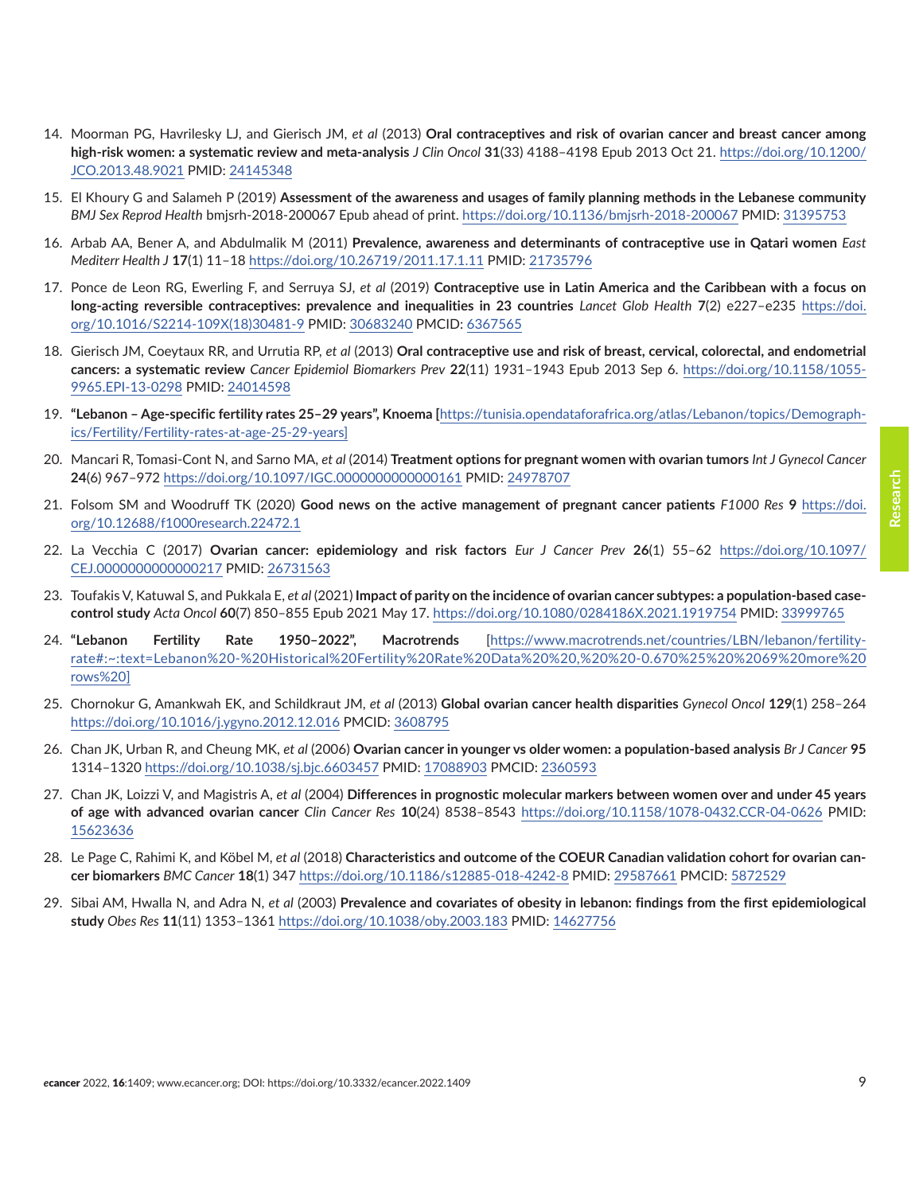14. Moorman PG, Havrilesky LJ, and Gierisch JM, *et al* (2013) **Oral contraceptives and risk of ovarian cancer and breast cancer among high-risk women: a systematic review and meta-analysis** *J Clin Oncol* **31**(33) 4188–4198 Epub 2013 Oct 21. https://doi.org/10.1200/JCO.2013.48.9021 PMID: 24145348

15. El Khoury G and Salameh P (2019) **Assessment of the awareness and usages of family planning methods in the Lebanese community** *BMJ Sex Reprod Health* bmjsrh-2018-200067 Epub ahead of print. https://doi.org/10.1136/bmjsrh-2018-200067 PMID: 31395753

16. Arbab AA, Bener A, and Abdulmalik M (2011) **Prevalence, awareness and determinants of contraceptive use in Qatari women** *East Mediterr Health J* **17**(1) 11–18 https://doi.org/10.26719/2011.17.1.11 PMID: 21735796

17. Ponce de Leon RG, Ewerling F, and Serruya SJ, *et al* (2019) **Contraceptive use in Latin America and the Caribbean with a focus on long-acting reversible contraceptives: prevalence and inequalities in 23 countries** *Lancet Glob Health* **7**(2) e227–e235 https://doi.org/10.1016/S2214-109X(18)30481-9 PMID: 30683240 PMCID: 6367565

18. Gierisch JM, Coeytaux RR, and Urrutia RP, *et al* (2013) **Oral contraceptive use and risk of breast, cervical, colorectal, and endometrial cancers: a systematic review** *Cancer Epidemiol Biomarkers Prev* **22**(11) 1931–1943 Epub 2013 Sep 6. https://doi.org/10.1158/1055-9965.EPI-13-0298 PMID: 24014598

19. **"Lebanon – Age-specific fertility rates 25–29 years", Knoema [**https://tunisia.opendataforafrica.org/atlas/Lebanon/topics/Demographics/Fertility/Fertility-rates-at-age-25-29-years]

20. Mancari R, Tomasi-Cont N, and Sarno MA, *et al* (2014) **Treatment options for pregnant women with ovarian tumors** *Int J Gynecol Cancer* **24**(6) 967–972 https://doi.org/10.1097/IGC.0000000000000161 PMID: 24978707

21. Folsom SM and Woodruff TK (2020) **Good news on the active management of pregnant cancer patients** *F1000 Res* **9** https://doi.org/10.12688/f1000research.22472.1

22. La Vecchia C (2017) **Ovarian cancer: epidemiology and risk factors** *Eur J Cancer Prev* **26**(1) 55–62 https://doi.org/10.1097/CEJ.0000000000000217 PMID: 26731563

23. Toufakis V, Katuwal S, and Pukkala E, *et al* (2021) **Impact of parity on the incidence of ovarian cancer subtypes: a population-based case-control study** *Acta Oncol* **60**(7) 850–855 Epub 2021 May 17. https://doi.org/10.1080/0284186X.2021.1919754 PMID: 33999765

24. **"Lebanon Fertility Rate 1950–2022", Macrotrends** [https://www.macrotrends.net/countries/LBN/lebanon/fertility-rate#:~:text=Lebanon%20-%20Historical%20Fertility%20Rate%20Data%20%20,%20%20-0.670%25%20%2069%20more%20rows%20]

25. Chornokur G, Amankwah EK, and Schildkraut JM, *et al* (2013) **Global ovarian cancer health disparities** *Gynecol Oncol* **129**(1) 258–264 https://doi.org/10.1016/j.ygyno.2012.12.016 PMCID: 3608795

26. Chan JK, Urban R, and Cheung MK, *et al* (2006) **Ovarian cancer in younger vs older women: a population-based analysis** *Br J Cancer* **95** 1314–1320 https://doi.org/10.1038/sj.bjc.6603457 PMID: 17088903 PMCID: 2360593

27. Chan JK, Loizzi V, and Magistris A, *et al* (2004) **Differences in prognostic molecular markers between women over and under 45 years of age with advanced ovarian cancer** *Clin Cancer Res* **10**(24) 8538–8543 https://doi.org/10.1158/1078-0432.CCR-04-0626 PMID: 15623636

28. Le Page C, Rahimi K, and Köbel M, *et al* (2018) **Characteristics and outcome of the COEUR Canadian validation cohort for ovarian cancer biomarkers** *BMC Cancer* **18**(1) 347 https://doi.org/10.1186/s12885-018-4242-8 PMID: 29587661 PMCID: 5872529

29. Sibai AM, Hwalla N, and Adra N, *et al* (2003) **Prevalence and covariates of obesity in lebanon: findings from the first epidemiological study** *Obes Res* **11**(11) 1353–1361 https://doi.org/10.1038/oby.2003.183 PMID: 14627756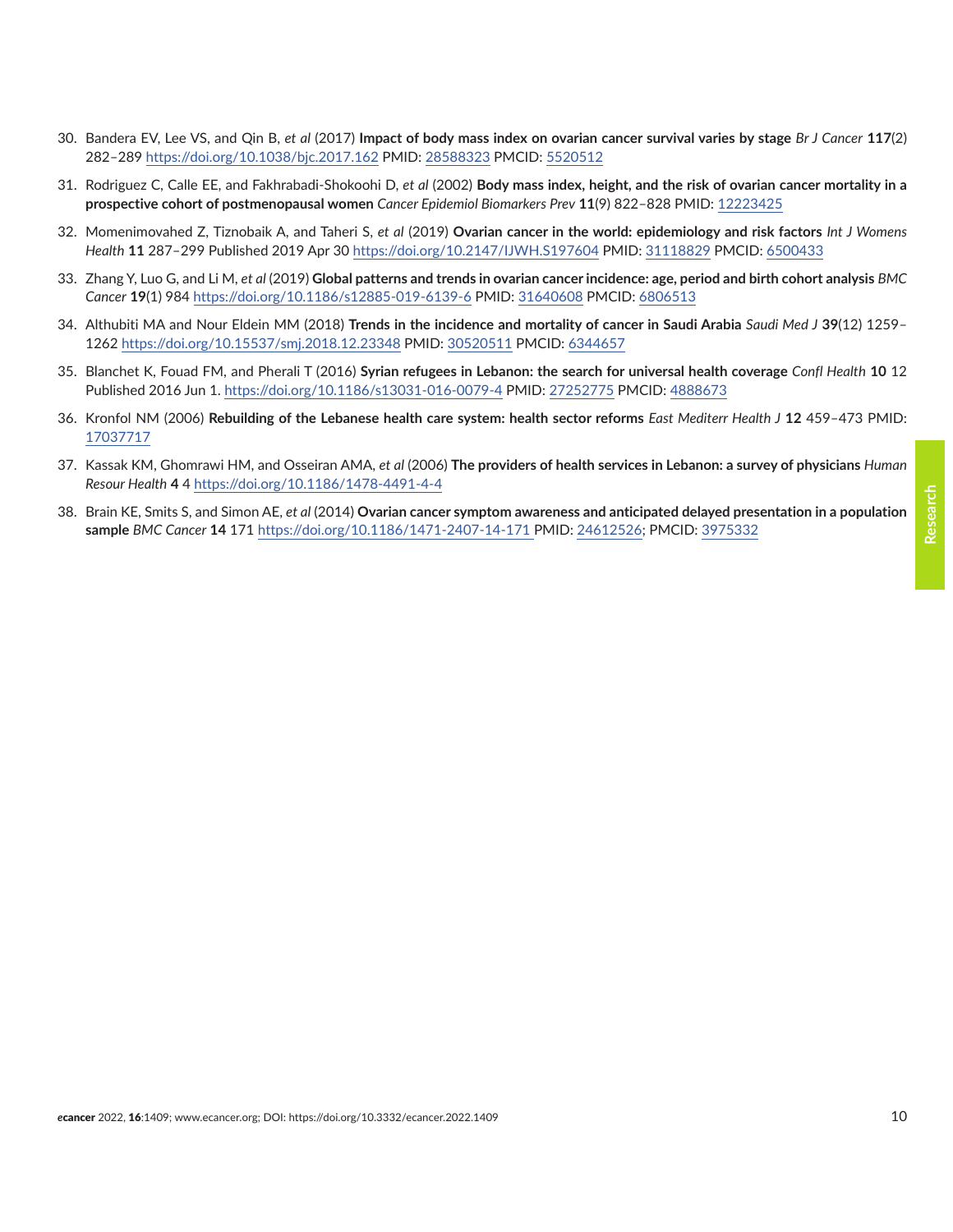30. Bandera EV, Lee VS, and Qin B, *et al* (2017) **Impact of body mass index on ovarian cancer survival varies by stage** *Br J Cancer* **117**(2) 282–289 https://doi.org/10.1038/bjc.2017.162 PMID: 28588323 PMCID: 5520512

31. Rodriguez C, Calle EE, and Fakhrabadi-Shokoohi D, *et al* (2002) **Body mass index, height, and the risk of ovarian cancer mortality in a prospective cohort of postmenopausal women** *Cancer Epidemiol Biomarkers Prev* **11**(9) 822–828 PMID: 12223425

32. Momenimovahed Z, Tiznobaik A, and Taheri S, *et al* (2019) **Ovarian cancer in the world: epidemiology and risk factors** *Int J Womens Health* **11** 287–299 Published 2019 Apr 30 https://doi.org/10.2147/IJWH.S197604 PMID: 31118829 PMCID: 6500433

33. Zhang Y, Luo G, and Li M, *et al* (2019) **Global patterns and trends in ovarian cancer incidence: age, period and birth cohort analysis** *BMC Cancer* **19**(1) 984 https://doi.org/10.1186/s12885-019-6139-6 PMID: 31640608 PMCID: 6806513

34. Althubiti MA and Nour Eldein MM (2018) **Trends in the incidence and mortality of cancer in Saudi Arabia** *Saudi Med J* **39**(12) 1259–1262 https://doi.org/10.15537/smj.2018.12.23348 PMID: 30520511 PMCID: 6344657

35. Blanchet K, Fouad FM, and Pherali T (2016) **Syrian refugees in Lebanon: the search for universal health coverage** *Confl Health* **10** 12 Published 2016 Jun 1. https://doi.org/10.1186/s13031-016-0079-4 PMID: 27252775 PMCID: 4888673

36. Kronfol NM (2006) **Rebuilding of the Lebanese health care system: health sector reforms** *East Mediterr Health J* **12** 459–473 PMID: 17037717

37. Kassak KM, Ghomrawi HM, and Osseiran AMA, *et al* (2006) **The providers of health services in Lebanon: a survey of physicians** *Human Resour Health* **4** 4 https://doi.org/10.1186/1478-4491-4-4

38. Brain KE, Smits S, and Simon AE, *et al* (2014) **Ovarian cancer symptom awareness and anticipated delayed presentation in a population sample** *BMC Cancer* **14** 171 https://doi.org/10.1186/1471-2407-14-171 PMID: 24612526; PMCID: 3975332